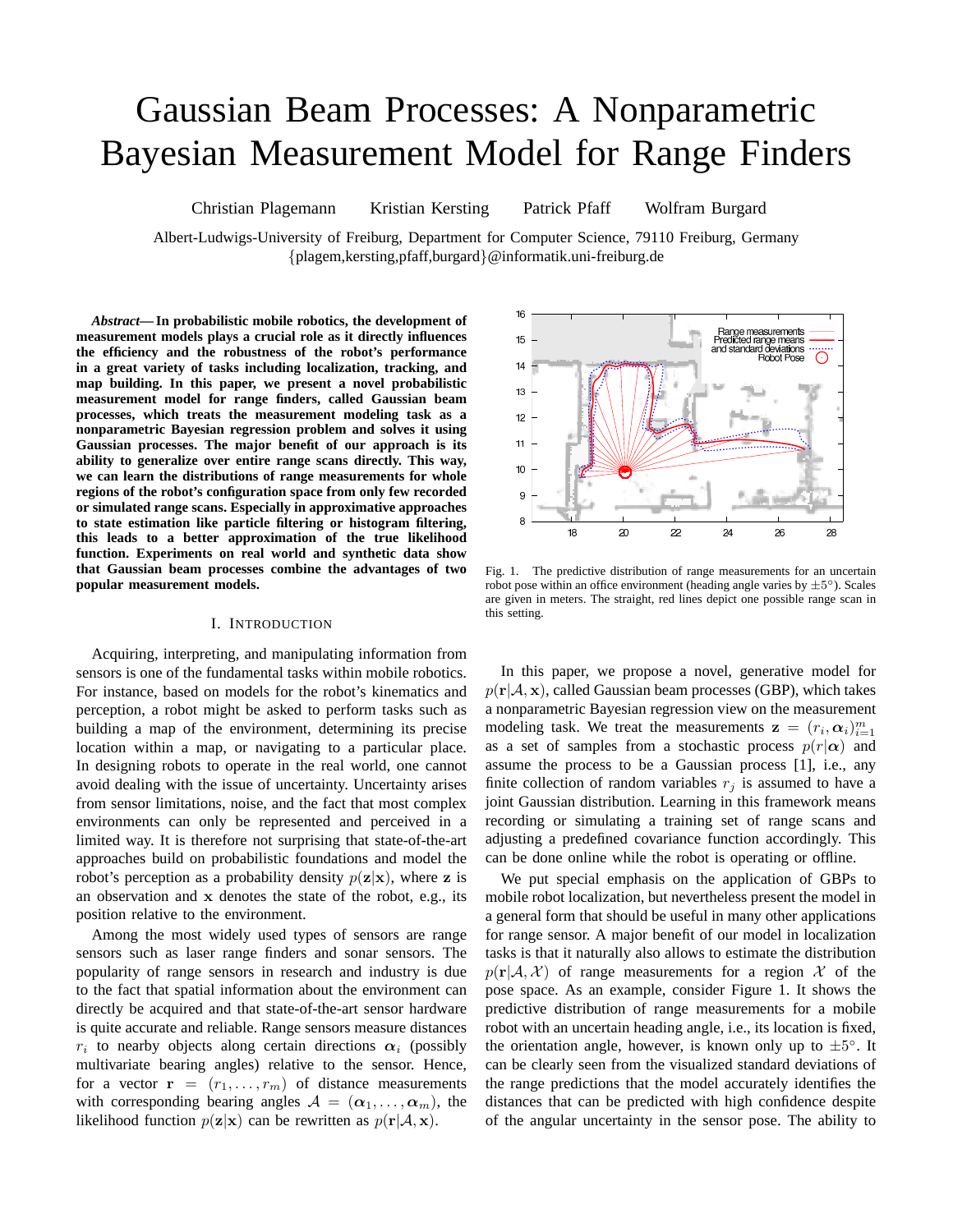# Gaussian Beam Processes: A Nonparametric Bayesian Measurement Model for Range Finders

Christian Plagemann  Kristian Kersting  Patrick Pfaff  Wolfram Burgard

Albert-Ludwigs-University of Freiburg, Department for Computer Science, 79110 Freiburg, Germany
{plagem,kersting,pfaff,burgard}@informatik.uni-freiburg.de

***Abstract*— In probabilistic mobile robotics, the development of measurement models plays a crucial role as it directly influences the efficiency and the robustness of the robot's performance in a great variety of tasks including localization, tracking, and map building. In this paper, we present a novel probabilistic measurement model for range finders, called Gaussian beam processes, which treats the measurement modeling task as a nonparametric Bayesian regression problem and solves it using Gaussian processes. The major benefit of our approach is its ability to generalize over entire range scans directly. This way, we can learn the distributions of range measurements for whole regions of the robot's configuration space from only few recorded or simulated range scans. Especially in approximative approaches to state estimation like particle filtering or histogram filtering, this leads to a better approximation of the true likelihood function. Experiments on real world and synthetic data show that Gaussian beam processes combine the advantages of two popular measurement models.**

## I. Introduction

Acquiring, interpreting, and manipulating information from sensors is one of the fundamental tasks within mobile robotics. For instance, based on models for the robot's kinematics and perception, a robot might be asked to perform tasks such as building a map of the environment, determining its precise location within a map, or navigating to a particular place. In designing robots to operate in the real world, one cannot avoid dealing with the issue of uncertainty. Uncertainty arises from sensor limitations, noise, and the fact that most complex environments can only be represented and perceived in a limited way. It is therefore not surprising that state-of-the-art approaches build on probabilistic foundations and model the robot's perception as a probability density $p(\mathbf{z}|\mathbf{x})$, where $\mathbf{z}$ is an observation and $\mathbf{x}$ denotes the state of the robot, e.g., its position relative to the environment.

Among the most widely used types of sensors are range sensors such as laser range finders and sonar sensors. The popularity of range sensors in research and industry is due to the fact that spatial information about the environment can directly be acquired and that state-of-the-art sensor hardware is quite accurate and reliable. Range sensors measure distances $r_i$ to nearby objects along certain directions $\boldsymbol{\alpha}_i$ (possibly multivariate bearing angles) relative to the sensor. Hence, for a vector $\mathbf{r} = (r_1, \ldots, r_m)$ of distance measurements with corresponding bearing angles $\mathcal{A} = (\boldsymbol{\alpha}_1, \ldots, \boldsymbol{\alpha}_m)$, the likelihood function $p(\mathbf{z}|\mathbf{x})$ can be rewritten as $p(\mathbf{r}|\mathcal{A}, \mathbf{x})$.

Fig. 1. The predictive distribution of range measurements for an uncertain robot pose within an office environment (heading angle varies by $\pm 5°$). Scales are given in meters. The straight, red lines depict one possible range scan in this setting.

In this paper, we propose a novel, generative model for $p(\mathbf{r}|\mathcal{A}, \mathbf{x})$, called Gaussian beam processes (GBP), which takes a nonparametric Bayesian regression view on the measurement modeling task. We treat the measurements $\mathbf{z} = (r_i, \boldsymbol{\alpha}_i)_{i=1}^m$ as a set of samples from a stochastic process $p(r|\boldsymbol{\alpha})$ and assume the process to be a Gaussian process [1], i.e., any finite collection of random variables $r_j$ is assumed to have a joint Gaussian distribution. Learning in this framework means recording or simulating a training set of range scans and adjusting a predefined covariance function accordingly. This can be done online while the robot is operating or offline.

We put special emphasis on the application of GBPs to mobile robot localization, but nevertheless present the model in a general form that should be useful in many other applications for range sensor. A major benefit of our model in localization tasks is that it naturally also allows to estimate the distribution $p(\mathbf{r}|\mathcal{A}, \mathcal{X})$ of range measurements for a region $\mathcal{X}$ of the pose space. As an example, consider Figure 1. It shows the predictive distribution of range measurements for a mobile robot with an uncertain heading angle, i.e., its location is fixed, the orientation angle, however, is known only up to $\pm 5°$. It can be clearly seen from the visualized standard deviations of the range predictions that the model accurately identifies the distances that can be predicted with high confidence despite of the angular uncertainty in the sensor pose. The ability to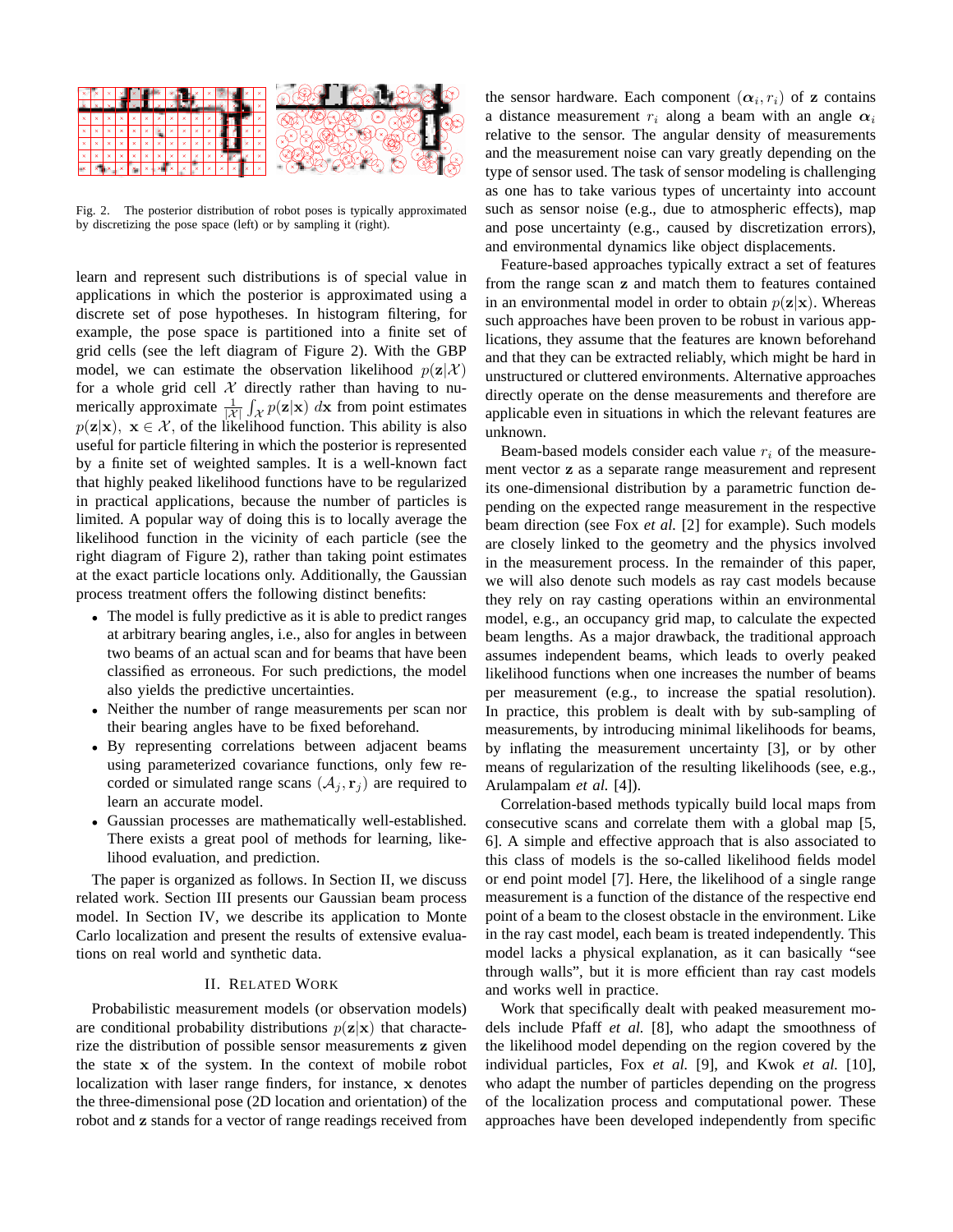Fig. 2. The posterior distribution of robot poses is typically approximated by discretizing the pose space (left) or by sampling it (right).

learn and represent such distributions is of special value in applications in which the posterior is approximated using a discrete set of pose hypotheses. In histogram filtering, for example, the pose space is partitioned into a finite set of grid cells (see the left diagram of Figure 2). With the GBP model, we can estimate the observation likelihood $p(\mathbf{z}|\mathcal{X})$ for a whole grid cell $\mathcal{X}$ directly rather than having to numerically approximate $\frac{1}{|\mathcal{X}|}\int_{\mathcal{X}} p(\mathbf{z}|\mathbf{x})\, d\mathbf{x}$ from point estimates $p(\mathbf{z}|\mathbf{x}),\ \mathbf{x} \in \mathcal{X}$, of the likelihood function. This ability is also useful for particle filtering in which the posterior is represented by a finite set of weighted samples. It is a well-known fact that highly peaked likelihood functions have to be regularized in practical applications, because the number of particles is limited. A popular way of doing this is to locally average the likelihood function in the vicinity of each particle (see the right diagram of Figure 2), rather than taking point estimates at the exact particle locations only. Additionally, the Gaussian process treatment offers the following distinct benefits:

- The model is fully predictive as it is able to predict ranges at arbitrary bearing angles, i.e., also for angles in between two beams of an actual scan and for beams that have been classified as erroneous. For such predictions, the model also yields the predictive uncertainties.
- Neither the number of range measurements per scan nor their bearing angles have to be fixed beforehand.
- By representing correlations between adjacent beams using parameterized covariance functions, only few recorded or simulated range scans $(\mathcal{A}_j, \mathbf{r}_j)$ are required to learn an accurate model.
- Gaussian processes are mathematically well-established. There exists a great pool of methods for learning, likelihood evaluation, and prediction.

The paper is organized as follows. In Section II, we discuss related work. Section III presents our Gaussian beam process model. In Section IV, we describe its application to Monte Carlo localization and present the results of extensive evaluations on real world and synthetic data.

## II. Related Work

Probabilistic measurement models (or observation models) are conditional probability distributions $p(\mathbf{z}|\mathbf{x})$ that characterize the distribution of possible sensor measurements $\mathbf{z}$ given the state $\mathbf{x}$ of the system. In the context of mobile robot localization with laser range finders, for instance, $\mathbf{x}$ denotes the three-dimensional pose (2D location and orientation) of the robot and $\mathbf{z}$ stands for a vector of range readings received from the sensor hardware. Each component $(\boldsymbol{\alpha}_i, r_i)$ of $\mathbf{z}$ contains a distance measurement $r_i$ along a beam with an angle $\boldsymbol{\alpha}_i$ relative to the sensor. The angular density of measurements and the measurement noise can vary greatly depending on the type of sensor used. The task of sensor modeling is challenging as one has to take various types of uncertainty into account such as sensor noise (e.g., due to atmospheric effects), map and pose uncertainty (e.g., caused by discretization errors), and environmental dynamics like object displacements.

Feature-based approaches typically extract a set of features from the range scan $\mathbf{z}$ and match them to features contained in an environmental model in order to obtain $p(\mathbf{z}|\mathbf{x})$. Whereas such approaches have been proven to be robust in various applications, they assume that the features are known beforehand and that they can be extracted reliably, which might be hard in unstructured or cluttered environments. Alternative approaches directly operate on the dense measurements and therefore are applicable even in situations in which the relevant features are unknown.

Beam-based models consider each value $r_i$ of the measurement vector $\mathbf{z}$ as a separate range measurement and represent its one-dimensional distribution by a parametric function depending on the expected range measurement in the respective beam direction (see Fox *et al.* [2] for example). Such models are closely linked to the geometry and the physics involved in the measurement process. In the remainder of this paper, we will also denote such models as ray cast models because they rely on ray casting operations within an environmental model, e.g., an occupancy grid map, to calculate the expected beam lengths. As a major drawback, the traditional approach assumes independent beams, which leads to overly peaked likelihood functions when one increases the number of beams per measurement (e.g., to increase the spatial resolution). In practice, this problem is dealt with by sub-sampling of measurements, by introducing minimal likelihoods for beams, by inflating the measurement uncertainty [3], or by other means of regularization of the resulting likelihoods (see, e.g., Arulampalam *et al.* [4]).

Correlation-based methods typically build local maps from consecutive scans and correlate them with a global map [5, 6]. A simple and effective approach that is also associated to this class of models is the so-called likelihood fields model or end point model [7]. Here, the likelihood of a single range measurement is a function of the distance of the respective end point of a beam to the closest obstacle in the environment. Like in the ray cast model, each beam is treated independently. This model lacks a physical explanation, as it can basically "see through walls", but it is more efficient than ray cast models and works well in practice.

Work that specifically dealt with peaked measurement models include Pfaff *et al.* [8], who adapt the smoothness of the likelihood model depending on the region covered by the individual particles, Fox *et al.* [9], and Kwok *et al.* [10], who adapt the number of particles depending on the progress of the localization process and computational power. These approaches have been developed independently from specific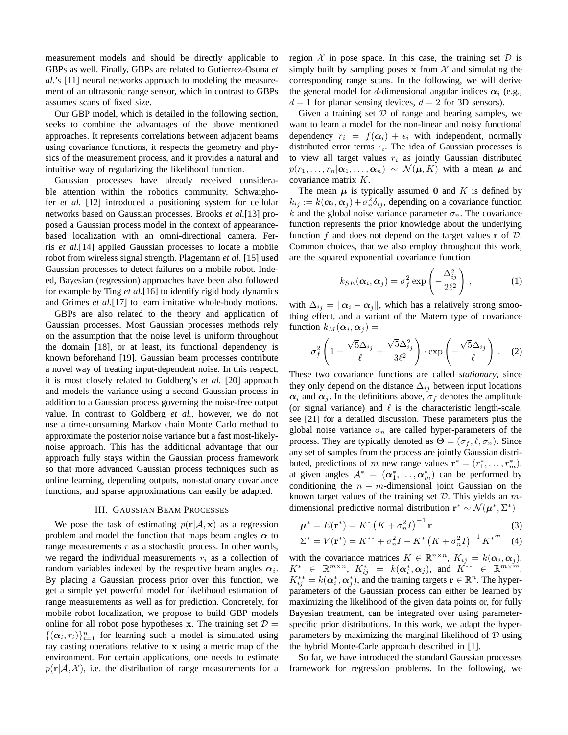measurement models and should be directly applicable to GBPs as well. Finally, GBPs are related to Gutierrez-Osuna *et al.*'s [11] neural networks approach to modeling the measurement of an ultrasonic range sensor, which in contrast to GBPs assumes scans of fixed size.

Our GBP model, which is detailed in the following section, seeks to combine the advantages of the above mentioned approaches. It represents correlations between adjacent beams using covariance functions, it respects the geometry and physics of the measurement process, and it provides a natural and intuitive way of regularizing the likelihood function.

Gaussian processes have already received considerable attention within the robotics community. Schwaighofer *et al.* [12] introduced a positioning system for cellular networks based on Gaussian processes. Brooks *et al.*[13] proposed a Gaussian process model in the context of appearance-based localization with an omni-directional camera. Ferris *et al.*[14] applied Gaussian processes to locate a mobile robot from wireless signal strength. Plagemann *et al.* [15] used Gaussian processes to detect failures on a mobile robot. Indeed, Bayesian (regression) approaches have been also followed for example by Ting *et al.*[16] to identify rigid body dynamics and Grimes *et al.*[17] to learn imitative whole-body motions.

GBPs are also related to the theory and application of Gaussian processes. Most Gaussian processes methods rely on the assumption that the noise level is uniform throughout the domain [18], or at least, its functional dependency is known beforehand [19]. Gaussian beam processes contribute a novel way of treating input-dependent noise. In this respect, it is most closely related to Goldberg's *et al.* [20] approach and models the variance using a second Gaussian process in addition to a Gaussian process governing the noise-free output value. In contrast to Goldberg *et al.*, however, we do not use a time-consuming Markov chain Monte Carlo method to approximate the posterior noise variance but a fast most-likely-noise approach. This has the additional advantage that our approach fully stays within the Gaussian process framework so that more advanced Gaussian process techniques such as online learning, depending outputs, non-stationary covariance functions, and sparse approximations can easily be adapted.

## III. Gaussian Beam Processes

We pose the task of estimating $p(\mathbf{r}|\mathcal{A},\mathbf{x})$ as a regression problem and model the function that maps beam angles $\boldsymbol{\alpha}$ to range measurements $r$ as a stochastic process. In other words, we regard the individual measurements $r_i$ as a collection of random variables indexed by the respective beam angles $\boldsymbol{\alpha}_i$. By placing a Gaussian process prior over this function, we get a simple yet powerful model for likelihood estimation of range measurements as well as for prediction. Concretely, for mobile robot localization, we propose to build GBP models online for all robot pose hypotheses $\mathbf{x}$. The training set $\mathcal{D} = \{(\boldsymbol{\alpha}_i, r_i)\}_{i=1}^n$ for learning such a model is simulated using ray casting operations relative to $\mathbf{x}$ using a metric map of the environment. For certain applications, one needs to estimate $p(\mathbf{r}|\mathcal{A},\mathcal{X})$, i.e. the distribution of range measurements for a region $\mathcal{X}$ in pose space. In this case, the training set $\mathcal{D}$ is simply built by sampling poses $\mathbf{x}$ from $\mathcal{X}$ and simulating the corresponding range scans. In the following, we will derive the general model for $d$-dimensional angular indices $\boldsymbol{\alpha}_i$ (e.g., $d=1$ for planar sensing devices, $d=2$ for 3D sensors).

Given a training set $\mathcal{D}$ of range and bearing samples, we want to learn a model for the non-linear and noisy functional dependency $r_i = f(\boldsymbol{\alpha}_i) + \epsilon_i$ with independent, normally distributed error terms $\epsilon_i$. The idea of Gaussian processes is to view all target values $r_i$ as jointly Gaussian distributed $p(r_1,\ldots,r_n|\boldsymbol{\alpha}_1,\ldots,\boldsymbol{\alpha}_n) \sim \mathcal{N}(\boldsymbol{\mu}, K)$ with a mean $\boldsymbol{\mu}$ and covariance matrix $K$.

The mean $\boldsymbol{\mu}$ is typically assumed $\mathbf{0}$ and $K$ is defined by $k_{ij} := k(\boldsymbol{\alpha}_i,\boldsymbol{\alpha}_j) + \sigma_n^2\delta_{ij}$, depending on a covariance function $k$ and the global noise variance parameter $\sigma_n$. The covariance function represents the prior knowledge about the underlying function $f$ and does not depend on the target values $\mathbf{r}$ of $\mathcal{D}$. Common choices, that we also employ throughout this work, are the squared exponential covariance function

$$k_{SE}(\boldsymbol{\alpha}_i,\boldsymbol{\alpha}_j) = \sigma_f^2 \exp\left(-\frac{\Delta_{ij}^2}{2\ell^2}\right) , \tag{1}$$

with $\Delta_{ij} = \|\boldsymbol{\alpha}_i - \boldsymbol{\alpha}_j\|$, which has a relatively strong smoothing effect, and a variant of the Matern type of covariance function $k_M(\boldsymbol{\alpha}_i,\boldsymbol{\alpha}_j) =$

$$\sigma_f^2\left(1 + \frac{\sqrt{5}\Delta_{ij}}{\ell} + \frac{\sqrt{5}\Delta_{ij}^2}{3\ell^2}\right)\cdot \exp\left(-\frac{\sqrt{5}\Delta_{ij}}{\ell}\right) . \tag{2}$$

These two covariance functions are called *stationary*, since they only depend on the distance $\Delta_{ij}$ between input locations $\boldsymbol{\alpha}_i$ and $\boldsymbol{\alpha}_j$. In the definitions above, $\sigma_f$ denotes the amplitude (or signal variance) and $\ell$ is the characteristic length-scale, see [21] for a detailed discussion. These parameters plus the global noise variance $\sigma_n$ are called hyper-parameters of the process. They are typically denoted as $\boldsymbol{\Theta} = (\sigma_f, \ell, \sigma_n)$. Since any set of samples from the process are jointly Gaussian distributed, predictions of $m$ new range values $\mathbf{r}^* = (r_1^*,\ldots,r_m^*)$, at given angles $\mathcal{A}^* = (\boldsymbol{\alpha}_1^*,\ldots,\boldsymbol{\alpha}_m^*)$ can be performed by conditioning the $n+m$-dimensional joint Gaussian on the known target values of the training set $\mathcal{D}$. This yields an $m$-dimensional predictive normal distribution $\mathbf{r}^* \sim \mathcal{N}(\boldsymbol{\mu}^*, \Sigma^*)$

$$\boldsymbol{\mu}^* = E(\mathbf{r}^*) = K^*\left(K + \sigma_n^2 I\right)^{-1}\mathbf{r} \tag{3}$$

$$\Sigma^* = V(\mathbf{r}^*) = K^{**} + \sigma_n^2 I - K^*\left(K + \sigma_n^2 I\right)^{-1} K^{*T} \tag{4}$$

with the covariance matrices $K \in \mathbb{R}^{n\times n}$, $K_{ij} = k(\boldsymbol{\alpha}_i,\boldsymbol{\alpha}_j)$, $K^* \in \mathbb{R}^{m\times n}$, $K_{ij}^* = k(\boldsymbol{\alpha}_i^*,\boldsymbol{\alpha}_j)$, and $K^{**} \in \mathbb{R}^{m\times m}$, $K_{ij}^{**} = k(\boldsymbol{\alpha}_i^*,\boldsymbol{\alpha}_j^*)$, and the training targets $\mathbf{r} \in \mathbb{R}^n$. The hyper-parameters of the Gaussian process can either be learned by maximizing the likelihood of the given data points or, for fully Bayesian treatment, can be integrated over using parameter-specific prior distributions. In this work, we adapt the hyper-parameters by maximizing the marginal likelihood of $\mathcal{D}$ using the hybrid Monte-Carle approach described in [1].

So far, we have introduced the standard Gaussian processes framework for regression problems. In the following, we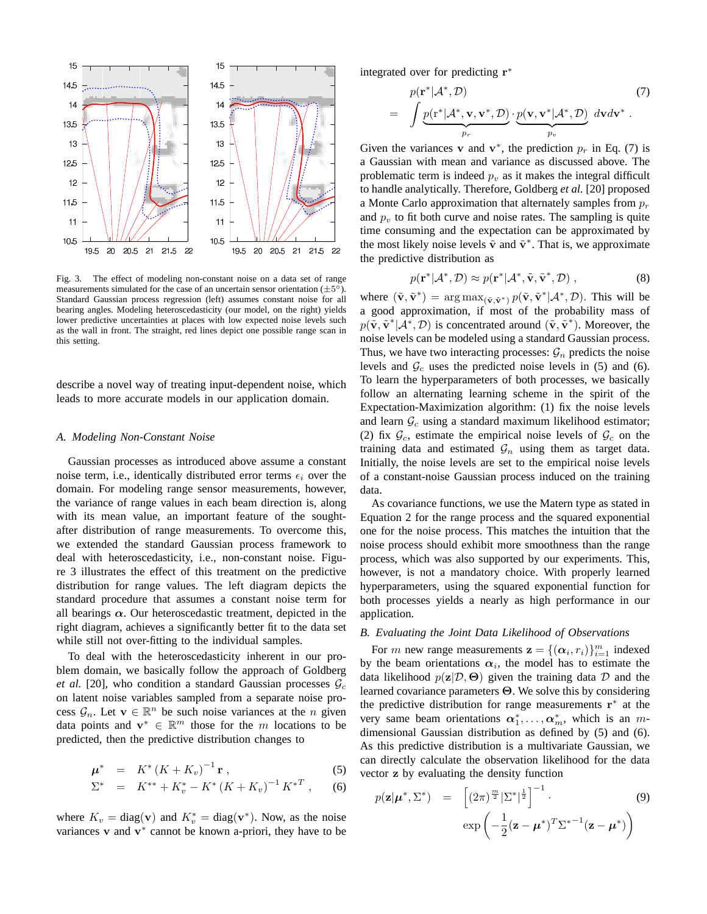Fig. 3. The effect of modeling non-constant noise on a data set of range measurements simulated for the case of an uncertain sensor orientation ($\pm 5^\circ$). Standard Gaussian process regression (left) assumes constant noise for all bearing angles. Modeling heteroscedasticity (our model, on the right) yields lower predictive uncertainties at places with low expected noise levels such as the wall in front. The straight, red lines depict one possible range scan in this setting.

describe a novel way of treating input-dependent noise, which leads to more accurate models in our application domain.

### A. Modeling Non-Constant Noise

Gaussian processes as introduced above assume a constant noise term, i.e., identically distributed error terms $\epsilon_i$ over the domain. For modeling range sensor measurements, however, the variance of range values in each beam direction is, along with its mean value, an important feature of the sought-after distribution of range measurements. To overcome this, we extended the standard Gaussian process framework to deal with heteroscedasticity, i.e., non-constant noise. Figure 3 illustrates the effect of this treatment on the predictive distribution for range values. The left diagram depicts the standard procedure that assumes a constant noise term for all bearings $\boldsymbol{\alpha}$. Our heteroscedastic treatment, depicted in the right diagram, achieves a significantly better fit to the data set while still not over-fitting to the individual samples.

To deal with the heteroscedasticity inherent in our problem domain, we basically follow the approach of Goldberg *et al.* [20], who condition a standard Gaussian processes $\mathcal{G}_c$ on latent noise variables sampled from a separate noise process $\mathcal{G}_n$. Let $\mathbf{v} \in \mathbb{R}^n$ be such noise variances at the $n$ given data points and $\mathbf{v}^* \in \mathbb{R}^m$ those for the $m$ locations to be predicted, then the predictive distribution changes to

$$\boldsymbol{\mu}^* = K^* (K + K_v)^{-1} \mathbf{r} , \tag{5}$$

$$\Sigma^* = K^{**} + K_v^* - K^* (K + K_v)^{-1} K^{*T} , \tag{6}$$

where $K_v = \mathrm{diag}(\mathbf{v})$ and $K_v^* = \mathrm{diag}(\mathbf{v}^*)$. Now, as the noise variances $\mathbf{v}$ and $\mathbf{v}^*$ cannot be known a-priori, they have to be integrated over for predicting $\mathbf{r}^*$

$$p(\mathbf{r}^* | \mathcal{A}^*, \mathcal{D}) = \int \underbrace{p(\mathbf{r}^* | \mathcal{A}^*, \mathbf{v}, \mathbf{v}^*, \mathcal{D})}_{p_r} \cdot \underbrace{p(\mathbf{v}, \mathbf{v}^* | \mathcal{A}^*, \mathcal{D})}_{p_v} \; d\mathbf{v} d\mathbf{v}^* . \tag{7}$$

Given the variances $\mathbf{v}$ and $\mathbf{v}^*$, the prediction $p_r$ in Eq. (7) is a Gaussian with mean and variance as discussed above. The problematic term is indeed $p_v$ as it makes the integral difficult to handle analytically. Therefore, Goldberg *et al.* [20] proposed a Monte Carlo approximation that alternately samples from $p_r$ and $p_v$ to fit both curve and noise rates. The sampling is quite time consuming and the expectation can be approximated by the most likely noise levels $\tilde{\mathbf{v}}$ and $\tilde{\mathbf{v}}^*$. That is, we approximate the predictive distribution as

$$p(\mathbf{r}^* | \mathcal{A}^*, \mathcal{D}) \approx p(\mathbf{r}^* | \mathcal{A}^*, \tilde{\mathbf{v}}, \tilde{\mathbf{v}}^*, \mathcal{D}) , \tag{8}$$

where $(\tilde{\mathbf{v}}, \tilde{\mathbf{v}}^*) = \arg\max_{(\tilde{\mathbf{v}}, \tilde{\mathbf{v}}^*)} p(\tilde{\mathbf{v}}, \tilde{\mathbf{v}}^* | \mathcal{A}^*, \mathcal{D})$. This will be a good approximation, if most of the probability mass of $p(\tilde{\mathbf{v}}, \tilde{\mathbf{v}}^* | \mathcal{A}^*, \mathcal{D})$ is concentrated around $(\tilde{\mathbf{v}}, \tilde{\mathbf{v}}^*)$. Moreover, the noise levels can be modeled using a standard Gaussian process. Thus, we have two interacting processes: $\mathcal{G}_n$ predicts the noise levels and $\mathcal{G}_c$ uses the predicted noise levels in (5) and (6). To learn the hyperparameters of both processes, we basically follow an alternating learning scheme in the spirit of the Expectation-Maximization algorithm: (1) fix the noise levels and learn $\mathcal{G}_c$ using a standard maximum likelihood estimator; (2) fix $\mathcal{G}_c$, estimate the empirical noise levels of $\mathcal{G}_c$ on the training data and estimated $\mathcal{G}_n$ using them as target data. Initially, the noise levels are set to the empirical noise levels of a constant-noise Gaussian process induced on the training data.

As covariance functions, we use the Matern type as stated in Equation 2 for the range process and the squared exponential one for the noise process. This matches the intuition that the noise process should exhibit more smoothness than the range process, which was also supported by our experiments. This, however, is not a mandatory choice. With properly learned hyperparameters, using the squared exponential function for both processes yields a nearly as high performance in our application.

### B. Evaluating the Joint Data Likelihood of Observations

For $m$ new range measurements $\mathbf{z} = \{(\boldsymbol{\alpha}_i, r_i)\}_{i=1}^m$ indexed by the beam orientations $\boldsymbol{\alpha}_i$, the model has to estimate the data likelihood $p(\mathbf{z} | \mathcal{D}, \boldsymbol{\Theta})$ given the training data $\mathcal{D}$ and the learned covariance parameters $\boldsymbol{\Theta}$. We solve this by considering the predictive distribution for range measurements $\mathbf{r}^*$ at the very same beam orientations $\boldsymbol{\alpha}_1^*, \ldots, \boldsymbol{\alpha}_m^*$, which is an $m$-dimensional Gaussian distribution as defined by (5) and (6). As this predictive distribution is a multivariate Gaussian, we can directly calculate the observation likelihood for the data vector $\mathbf{z}$ by evaluating the density function

$$p(\mathbf{z} | \boldsymbol{\mu}^*, \Sigma^*) = \left[ (2\pi)^{\frac{m}{2}} |\Sigma^*|^{\frac{1}{2}} \right]^{-1} \cdot \exp\left( -\frac{1}{2} (\mathbf{z} - \boldsymbol{\mu}^*)^T {\Sigma^*}^{-1} (\mathbf{z} - \boldsymbol{\mu}^*) \right) \tag{9}$$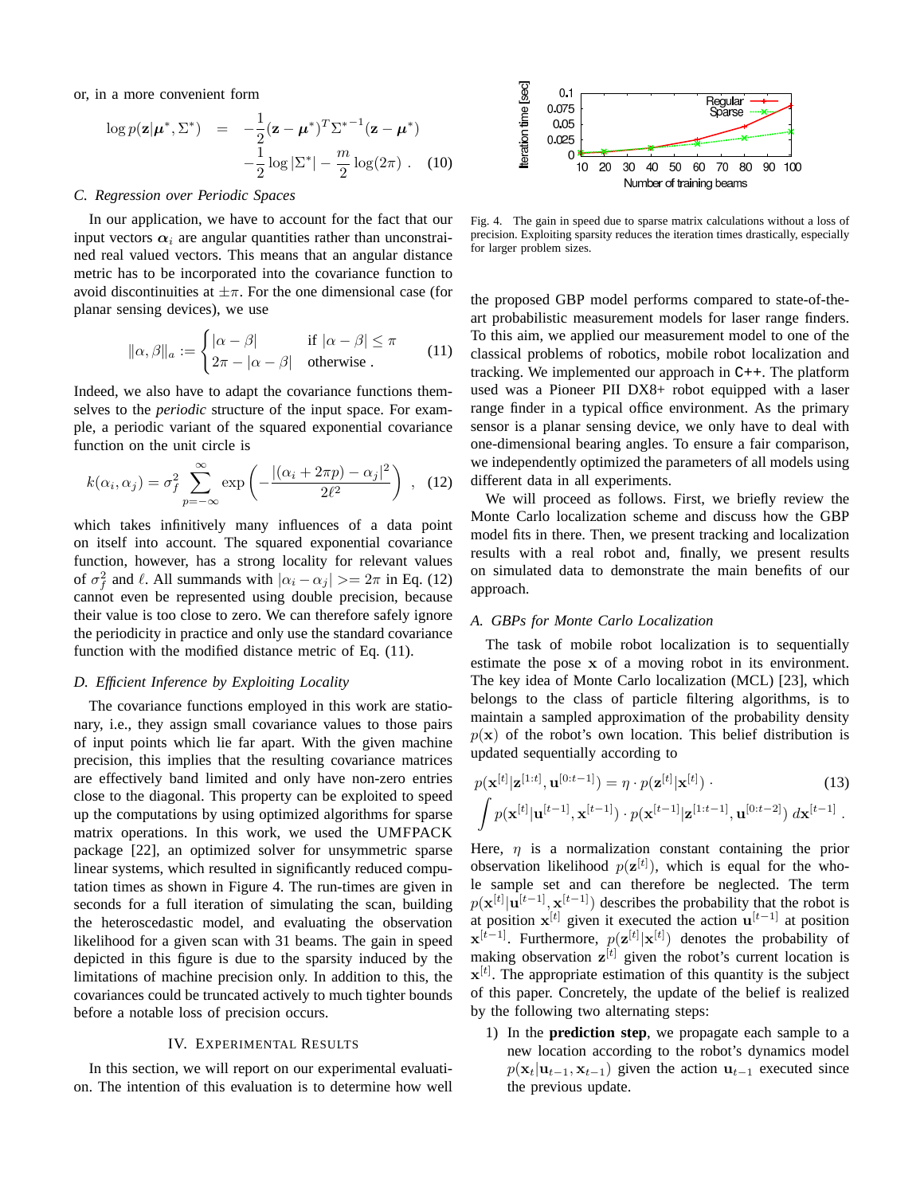or, in a more convenient form

$$
\begin{aligned}
\log p(\mathbf{z}|\boldsymbol{\mu}^*, \Sigma^*) \quad &= \quad -\frac{1}{2}(\mathbf{z} - \boldsymbol{\mu}^*)^T {\Sigma^*}^{-1}(\mathbf{z} - \boldsymbol{\mu}^*) \\
&\quad -\frac{1}{2}\log|\Sigma^*| - \frac{m}{2}\log(2\pi) \ . \quad (10)
\end{aligned}
$$

### C. Regression over Periodic Spaces

In our application, we have to account for the fact that our input vectors $\boldsymbol{\alpha}_i$ are angular quantities rather than unconstrained real valued vectors. This means that an angular distance metric has to be incorporated into the covariance function to avoid discontinuities at $\pm\pi$. For the one dimensional case (for planar sensing devices), we use

$$
\|\alpha, \beta\|_a := \begin{cases} |\alpha - \beta| & \text{if } |\alpha - \beta| \leq \pi \\ 2\pi - |\alpha - \beta| & \text{otherwise} \ . \end{cases} \quad (11)
$$

Indeed, we also have to adapt the covariance functions themselves to the *periodic* structure of the input space. For example, a periodic variant of the squared exponential covariance function on the unit circle is

$$
k(\alpha_i, \alpha_j) = \sigma_f^2 \sum_{p=-\infty}^{\infty} \exp\left(-\frac{|(\alpha_i + 2\pi p) - \alpha_j|^2}{2\ell^2}\right) \ , \quad (12)
$$

which takes infinitively many influences of a data point on itself into account. The squared exponential covariance function, however, has a strong locality for relevant values of $\sigma_f^2$ and $\ell$. All summands with $|\alpha_i - \alpha_j| >= 2\pi$ in Eq. (12) cannot even be represented using double precision, because their value is too close to zero. We can therefore safely ignore the periodicity in practice and only use the standard covariance function with the modified distance metric of Eq. (11).

### D. Efficient Inference by Exploiting Locality

The covariance functions employed in this work are stationary, i.e., they assign small covariance values to those pairs of input points which lie far apart. With the given machine precision, this implies that the resulting covariance matrices are effectively band limited and only have non-zero entries close to the diagonal. This property can be exploited to speed up the computations by using optimized algorithms for sparse matrix operations. In this work, we used the UMFPACK package [22], an optimized solver for unsymmetric sparse linear systems, which resulted in significantly reduced computation times as shown in Figure 4. The run-times are given in seconds for a full iteration of simulating the scan, building the heteroscedastic model, and evaluating the observation likelihood for a given scan with 31 beams. The gain in speed depicted in this figure is due to the sparsity induced by the limitations of machine precision only. In addition to this, the covariances could be truncated actively to much tighter bounds before a notable loss of precision occurs.

## IV. Experimental Results

In this section, we will report on our experimental evaluation. The intention of this evaluation is to determine how well the proposed GBP model performs compared to state-of-the-art probabilistic measurement models for laser range finders. To this aim, we applied our measurement model to one of the classical problems of robotics, mobile robot localization and tracking. We implemented our approach in C++. The platform used was a Pioneer PII DX8+ robot equipped with a laser range finder in a typical office environment. As the primary sensor is a planar sensing device, we only have to deal with one-dimensional bearing angles. To ensure a fair comparison, we independently optimized the parameters of all models using different data in all experiments.

Fig. 4. The gain in speed due to sparse matrix calculations without a loss of precision. Exploiting sparsity reduces the iteration times drastically, especially for larger problem sizes.

We will proceed as follows. First, we briefly review the Monte Carlo localization scheme and discuss how the GBP model fits in there. Then, we present tracking and localization results with a real robot and, finally, we present results on simulated data to demonstrate the main benefits of our approach.

### A. GBPs for Monte Carlo Localization

The task of mobile robot localization is to sequentially estimate the pose $\mathbf{x}$ of a moving robot in its environment. The key idea of Monte Carlo localization (MCL) [23], which belongs to the class of particle filtering algorithms, is to maintain a sampled approximation of the probability density $p(\mathbf{x})$ of the robot's own location. This belief distribution is updated sequentially according to

$$
\begin{aligned}
&p(\mathbf{x}^{[t]}|\mathbf{z}^{[1:t]}, \mathbf{u}^{[0:t-1]}) = \eta \cdot p(\mathbf{z}^{[t]}|\mathbf{x}^{[t]}) \cdot \quad (13) \\
&\int p(\mathbf{x}^{[t]}|\mathbf{u}^{[t-1]}, \mathbf{x}^{[t-1]}) \cdot p(\mathbf{x}^{[t-1]}|\mathbf{z}^{[1:t-1]}, \mathbf{u}^{[0:t-2]}) \, d\mathbf{x}^{[t-1]} \ .
\end{aligned}
$$

Here, $\eta$ is a normalization constant containing the prior observation likelihood $p(\mathbf{z}^{[t]})$, which is equal for the whole sample set and can therefore be neglected. The term $p(\mathbf{x}^{[t]}|\mathbf{u}^{[t-1]}, \mathbf{x}^{[t-1]})$ describes the probability that the robot is at position $\mathbf{x}^{[t]}$ given it executed the action $\mathbf{u}^{[t-1]}$ at position $\mathbf{x}^{[t-1]}$. Furthermore, $p(\mathbf{z}^{[t]}|\mathbf{x}^{[t]})$ denotes the probability of making observation $\mathbf{z}^{[t]}$ given the robot's current location is $\mathbf{x}^{[t]}$. The appropriate estimation of this quantity is the subject of this paper. Concretely, the update of the belief is realized by the following two alternating steps:

1) In the **prediction step**, we propagate each sample to a new location according to the robot's dynamics model $p(\mathbf{x}_t|\mathbf{u}_{t-1}, \mathbf{x}_{t-1})$ given the action $\mathbf{u}_{t-1}$ executed since the previous update.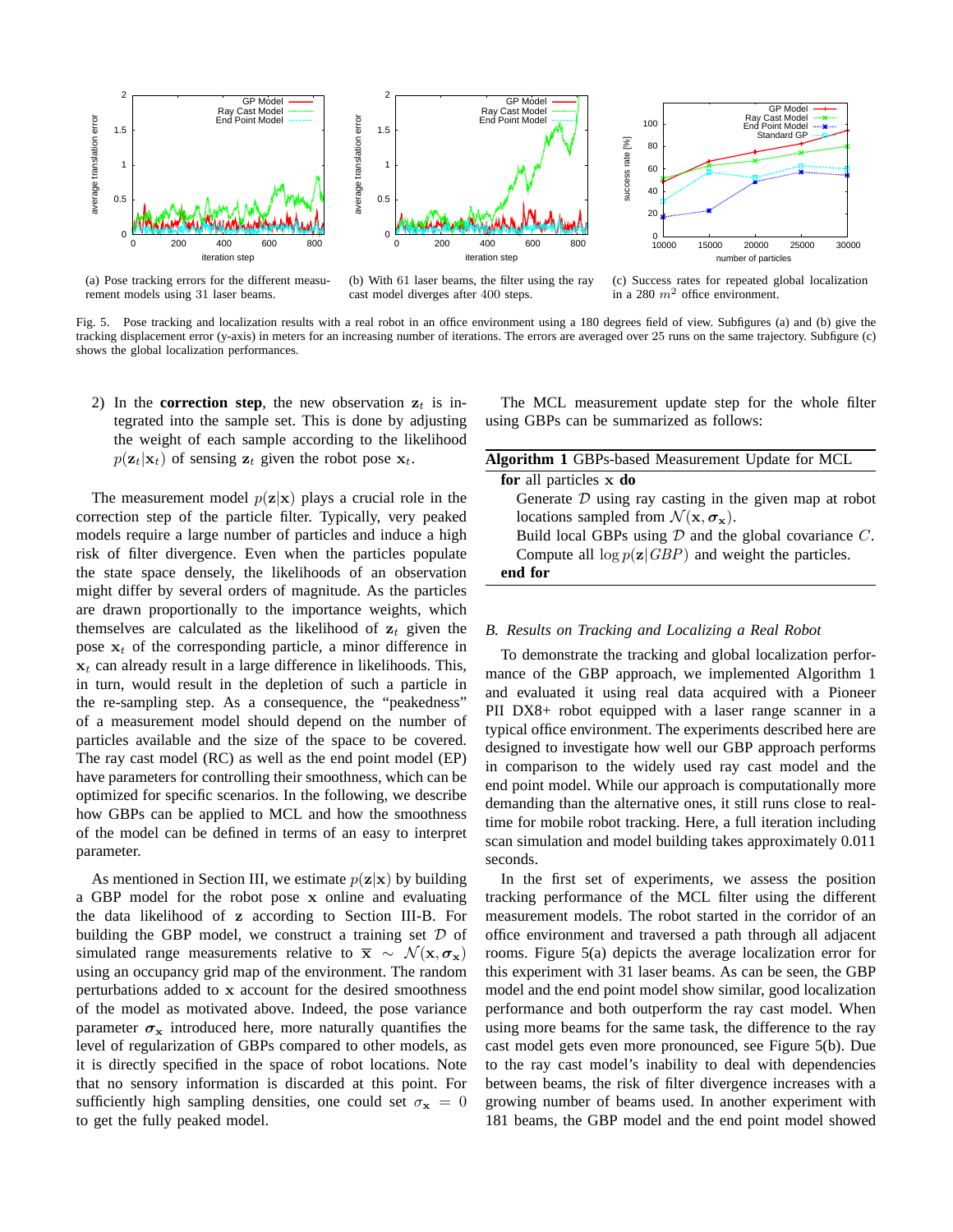(a) Pose tracking errors for the different measurement models using 31 laser beams.

(b) With 61 laser beams, the filter using the ray cast model diverges after 400 steps.

(c) Success rates for repeated global localization in a 280 $m^2$ office environment.

Fig. 5. Pose tracking and localization results with a real robot in an office environment using a 180 degrees field of view. Subfigures (a) and (b) give the tracking displacement error (y-axis) in meters for an increasing number of iterations. The errors are averaged over 25 runs on the same trajectory. Subfigure (c) shows the global localization performances.

2) In the **correction step**, the new observation $\mathbf{z}_t$ is integrated into the sample set. This is done by adjusting the weight of each sample according to the likelihood $p(\mathbf{z}_t|\mathbf{x}_t)$ of sensing $\mathbf{z}_t$ given the robot pose $\mathbf{x}_t$.

The measurement model $p(\mathbf{z}|\mathbf{x})$ plays a crucial role in the correction step of the particle filter. Typically, very peaked models require a large number of particles and induce a high risk of filter divergence. Even when the particles populate the state space densely, the likelihoods of an observation might differ by several orders of magnitude. As the particles are drawn proportionally to the importance weights, which themselves are calculated as the likelihood of $\mathbf{z}_t$ given the pose $\mathbf{x}_t$ of the corresponding particle, a minor difference in $\mathbf{x}_t$ can already result in a large difference in likelihoods. This, in turn, would result in the depletion of such a particle in the re-sampling step. As a consequence, the "peakedness" of a measurement model should depend on the number of particles available and the size of the space to be covered. The ray cast model (RC) as well as the end point model (EP) have parameters for controlling their smoothness, which can be optimized for specific scenarios. In the following, we describe how GBPs can be applied to MCL and how the smoothness of the model can be defined in terms of an easy to interpret parameter.

As mentioned in Section III, we estimate $p(\mathbf{z}|\mathbf{x})$ by building a GBP model for the robot pose $\mathbf{x}$ online and evaluating the data likelihood of $\mathbf{z}$ according to Section III-B. For building the GBP model, we construct a training set $\mathcal{D}$ of simulated range measurements relative to $\overline{\mathbf{x}} \sim \mathcal{N}(\mathbf{x}, \boldsymbol{\sigma}_\mathbf{x})$ using an occupancy grid map of the environment. The random perturbations added to $\mathbf{x}$ account for the desired smoothness of the model as motivated above. Indeed, the pose variance parameter $\boldsymbol{\sigma}_\mathbf{x}$ introduced here, more naturally quantifies the level of regularization of GBPs compared to other models, as it is directly specified in the space of robot locations. Note that no sensory information is discarded at this point. For sufficiently high sampling densities, one could set $\sigma_\mathbf{x} = 0$ to get the fully peaked model.

The MCL measurement update step for the whole filter using GBPs can be summarized as follows:

**Algorithm 1** GBPs-based Measurement Update for MCL

```
for all particles x do
    Generate D using ray casting in the given map at robot
    locations sampled from N(x, σ_x).
    Build local GBPs using D and the global covariance C.
    Compute all log p(z|GBP) and weight the particles.
end for
```

### B. Results on Tracking and Localizing a Real Robot

To demonstrate the tracking and global localization performance of the GBP approach, we implemented Algorithm 1 and evaluated it using real data acquired with a Pioneer PII DX8+ robot equipped with a laser range scanner in a typical office environment. The experiments described here are designed to investigate how well our GBP approach performs in comparison to the widely used ray cast model and the end point model. While our approach is computationally more demanding than the alternative ones, it still runs close to real-time for mobile robot tracking. Here, a full iteration including scan simulation and model building takes approximately 0.011 seconds.

In the first set of experiments, we assess the position tracking performance of the MCL filter using the different measurement models. The robot started in the corridor of an office environment and traversed a path through all adjacent rooms. Figure 5(a) depicts the average localization error for this experiment with 31 laser beams. As can be seen, the GBP model and the end point model show similar, good localization performance and both outperform the ray cast model. When using more beams for the same task, the difference to the ray cast model gets even more pronounced, see Figure 5(b). Due to the ray cast model's inability to deal with dependencies between beams, the risk of filter divergence increases with a growing number of beams used. In another experiment with 181 beams, the GBP model and the end point model showed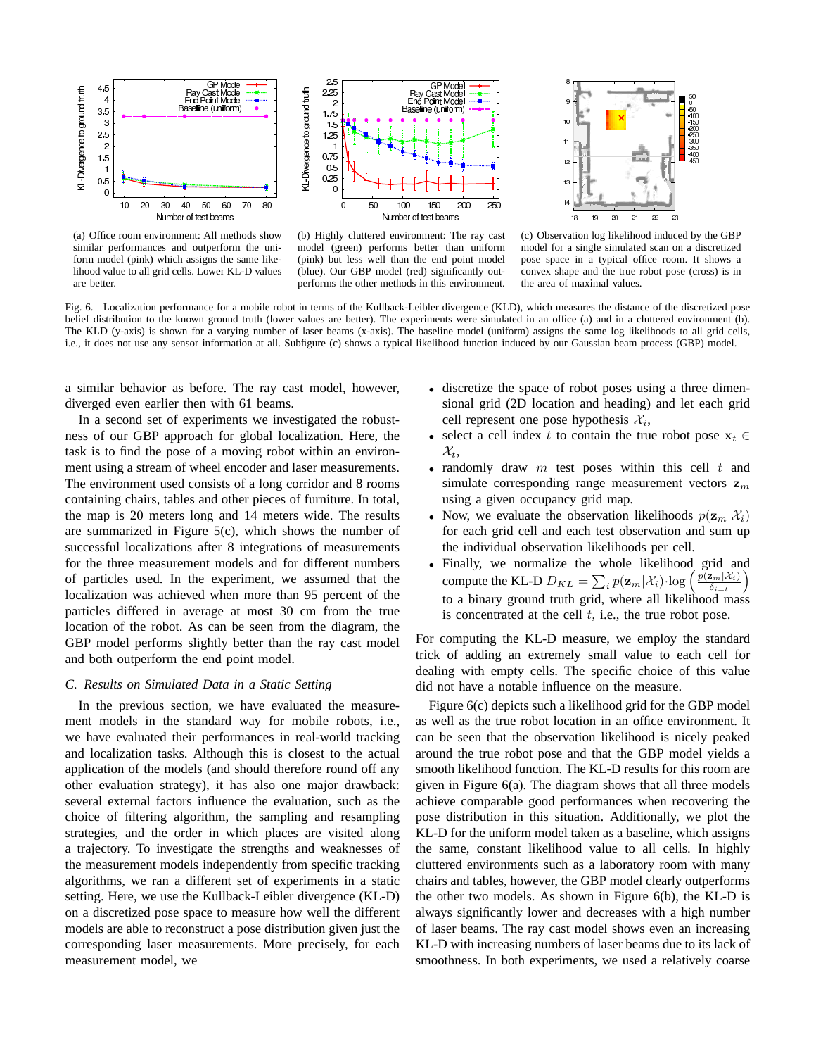(a) Office room environment: All methods show similar performances and outperform the uniform model (pink) which assigns the same likelihood value to all grid cells. Lower KL-D values are better.

(b) Highly cluttered environment: The ray cast model (green) performs better than uniform (pink) but less well than the end point model (blue). Our GBP model (red) significantly outperforms the other methods in this environment.

(c) Observation log likelihood induced by the GBP model for a single simulated scan on a discretized pose space in a typical office room. It shows a convex shape and the true robot pose (cross) is in the area of maximal values.

Fig. 6. Localization performance for a mobile robot in terms of the Kullback-Leibler divergence (KLD), which measures the distance of the discretized pose belief distribution to the known ground truth (lower values are better). The experiments were simulated in an office (a) and in a cluttered environment (b). The KLD (y-axis) is shown for a varying number of laser beams (x-axis). The baseline model (uniform) assigns the same log likelihoods to all grid cells, i.e., it does not use any sensor information at all. Subfigure (c) shows a typical likelihood function induced by our Gaussian beam process (GBP) model.

a similar behavior as before. The ray cast model, however, diverged even earlier then with 61 beams.

In a second set of experiments we investigated the robustness of our GBP approach for global localization. Here, the task is to find the pose of a moving robot within an environment using a stream of wheel encoder and laser measurements. The environment used consists of a long corridor and 8 rooms containing chairs, tables and other pieces of furniture. In total, the map is 20 meters long and 14 meters wide. The results are summarized in Figure 5(c), which shows the number of successful localizations after 8 integrations of measurements for the three measurement models and for different numbers of particles used. In the experiment, we assumed that the localization was achieved when more than 95 percent of the particles differed in average at most 30 cm from the true location of the robot. As can be seen from the diagram, the GBP model performs slightly better than the ray cast model and both outperform the end point model.

### C. Results on Simulated Data in a Static Setting

In the previous section, we have evaluated the measurement models in the standard way for mobile robots, i.e., we have evaluated their performances in real-world tracking and localization tasks. Although this is closest to the actual application of the models (and should therefore round off any other evaluation strategy), it has also one major drawback: several external factors influence the evaluation, such as the choice of filtering algorithm, the sampling and resampling strategies, and the order in which places are visited along a trajectory. To investigate the strengths and weaknesses of the measurement models independently from specific tracking algorithms, we ran a different set of experiments in a static setting. Here, we use the Kullback-Leibler divergence (KL-D) on a discretized pose space to measure how well the different models are able to reconstruct a pose distribution given just the corresponding laser measurements. More precisely, for each measurement model, we

- discretize the space of robot poses using a three dimensional grid (2D location and heading) and let each grid cell represent one pose hypothesis $\mathcal{X}_i$,
- select a cell index $t$ to contain the true robot pose $\mathbf{x}_t \in \mathcal{X}_t$,
- randomly draw $m$ test poses within this cell $t$ and simulate corresponding range measurement vectors $\mathbf{z}_m$ using a given occupancy grid map.
- Now, we evaluate the observation likelihoods $p(\mathbf{z}_m|\mathcal{X}_i)$ for each grid cell and each test observation and sum up the individual observation likelihoods per cell.
- Finally, we normalize the whole likelihood grid and compute the KL-D $D_{KL} = \sum_i p(\mathbf{z}_m|\mathcal{X}_i) \cdot \log\left(\frac{p(\mathbf{z}_m|\mathcal{X}_i)}{\delta_{i=t}}\right)$ to a binary ground truth grid, where all likelihood mass is concentrated at the cell $t$, i.e., the true robot pose.

For computing the KL-D measure, we employ the standard trick of adding an extremely small value to each cell for dealing with empty cells. The specific choice of this value did not have a notable influence on the measure.

Figure 6(c) depicts such a likelihood grid for the GBP model as well as the true robot location in an office environment. It can be seen that the observation likelihood is nicely peaked around the true robot pose and that the GBP model yields a smooth likelihood function. The KL-D results for this room are given in Figure 6(a). The diagram shows that all three models achieve comparable good performances when recovering the pose distribution in this situation. Additionally, we plot the KL-D for the uniform model taken as a baseline, which assigns the same, constant likelihood value to all cells. In highly cluttered environments such as a laboratory room with many chairs and tables, however, the GBP model clearly outperforms the other two models. As shown in Figure 6(b), the KL-D is always significantly lower and decreases with a high number of laser beams. The ray cast model shows even an increasing KL-D with increasing numbers of laser beams due to its lack of smoothness. In both experiments, we used a relatively coarse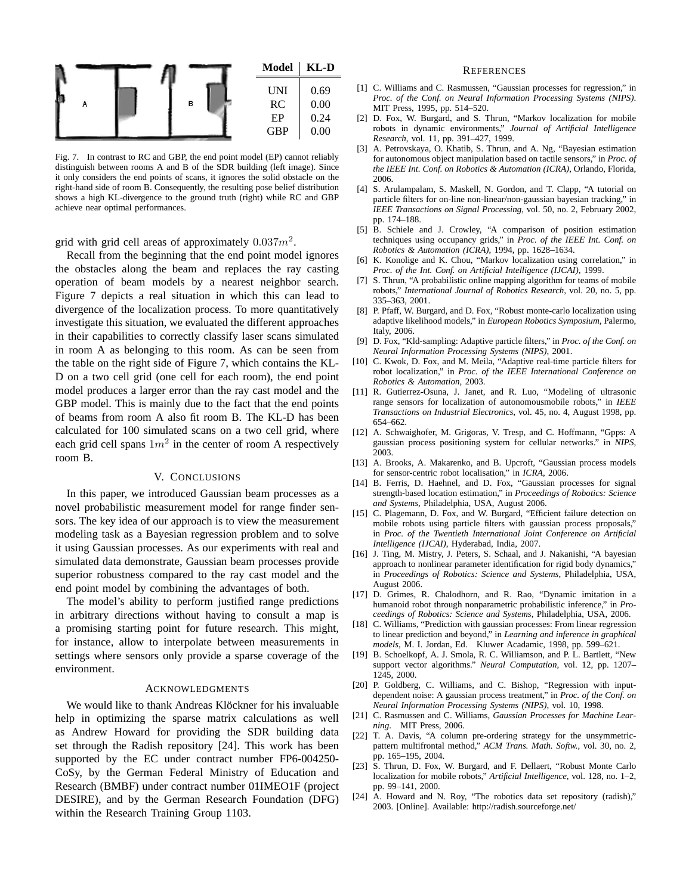A B

| Model | KL-D |
|---|---|
| UNI | 0.69 |
| RC | 0.00 |
| EP | 0.24 |
| GBP | 0.00 |

Fig. 7. In contrast to RC and GBP, the end point model (EP) cannot reliably distinguish between rooms A and B of the SDR building (left image). Since it only considers the end points of scans, it ignores the solid obstacle on the right-hand side of room B. Consequently, the resulting pose belief distribution shows a high KL-divergence to the ground truth (right) while RC and GBP achieve near optimal performances.

grid with grid cell areas of approximately $0.037m^2$.

Recall from the beginning that the end point model ignores the obstacles along the beam and replaces the ray casting operation of beam models by a nearest neighbor search. Figure 7 depicts a real situation in which this can lead to divergence of the localization process. To more quantitatively investigate this situation, we evaluated the different approaches in their capabilities to correctly classify laser scans simulated in room A as belonging to this room. As can be seen from the table on the right side of Figure 7, which contains the KL-D on a two cell grid (one cell for each room), the end point model produces a larger error than the ray cast model and the GBP model. This is mainly due to the fact that the end points of beams from room A also fit room B. The KL-D has been calculated for 100 simulated scans on a two cell grid, where each grid cell spans $1m^2$ in the center of room A respectively room B.

## V. Conclusions

In this paper, we introduced Gaussian beam processes as a novel probabilistic measurement model for range finder sensors. The key idea of our approach is to view the measurement modeling task as a Bayesian regression problem and to solve it using Gaussian processes. As our experiments with real and simulated data demonstrate, Gaussian beam processes provide superior robustness compared to the ray cast model and the end point model by combining the advantages of both.

The model's ability to perform justified range predictions in arbitrary directions without having to consult a map is a promising starting point for future research. This might, for instance, allow to interpolate between measurements in settings where sensors only provide a sparse coverage of the environment.

## Acknowledgments

We would like to thank Andreas Klöckner for his invaluable help in optimizing the sparse matrix calculations as well as Andrew Howard for providing the SDR building data set through the Radish repository [24]. This work has been supported by the EC under contract number FP6-004250-CoSy, by the German Federal Ministry of Education and Research (BMBF) under contract number 01IMEO1F (project DESIRE), and by the German Research Foundation (DFG) within the Research Training Group 1103.

## References

[1] C. Williams and C. Rasmussen, "Gaussian processes for regression," in *Proc. of the Conf. on Neural Information Processing Systems (NIPS)*. MIT Press, 1995, pp. 514–520.

[2] D. Fox, W. Burgard, and S. Thrun, "Markov localization for mobile robots in dynamic environments," *Journal of Artificial Intelligence Research*, vol. 11, pp. 391–427, 1999.

[3] A. Petrovskaya, O. Khatib, S. Thrun, and A. Ng, "Bayesian estimation for autonomous object manipulation based on tactile sensors," in *Proc. of the IEEE Int. Conf. on Robotics & Automation (ICRA)*, Orlando, Florida, 2006.

[4] S. Arulampalam, S. Maskell, N. Gordon, and T. Clapp, "A tutorial on particle filters for on-line non-linear/non-gaussian bayesian tracking," in *IEEE Transactions on Signal Processing*, vol. 50, no. 2, February 2002, pp. 174–188.

[5] B. Schiele and J. Crowley, "A comparison of position estimation techniques using occupancy grids," in *Proc. of the IEEE Int. Conf. on Robotics & Automation (ICRA)*, 1994, pp. 1628–1634.

[6] K. Konolige and K. Chou, "Markov localization using correlation," in *Proc. of the Int. Conf. on Artificial Intelligence (IJCAI)*, 1999.

[7] S. Thrun, "A probabilistic online mapping algorithm for teams of mobile robots," *International Journal of Robotics Research*, vol. 20, no. 5, pp. 335–363, 2001.

[8] P. Pfaff, W. Burgard, and D. Fox, "Robust monte-carlo localization using adaptive likelihood models," in *European Robotics Symposium*, Palermo, Italy, 2006.

[9] D. Fox, "Kld-sampling: Adaptive particle filters," in *Proc. of the Conf. on Neural Information Processing Systems (NIPS)*, 2001.

[10] C. Kwok, D. Fox, and M. Meila, "Adaptive real-time particle filters for robot localization," in *Proc. of the IEEE International Conference on Robotics & Automation*, 2003.

[11] R. Gutierrez-Osuna, J. Janet, and R. Luo, "Modeling of ultrasonic range sensors for localization of autonomousmobile robots," in *IEEE Transactions on Industrial Electronics*, vol. 45, no. 4, August 1998, pp. 654–662.

[12] A. Schwaighofer, M. Grigoras, V. Tresp, and C. Hoffmann, "Gpps: A gaussian process positioning system for cellular networks." in *NIPS*, 2003.

[13] A. Brooks, A. Makarenko, and B. Upcroft, "Gaussian process models for sensor-centric robot localisation," in *ICRA*, 2006.

[14] B. Ferris, D. Haehnel, and D. Fox, "Gaussian processes for signal strength-based location estimation," in *Proceedings of Robotics: Science and Systems*, Philadelphia, USA, August 2006.

[15] C. Plagemann, D. Fox, and W. Burgard, "Efficient failure detection on mobile robots using particle filters with gaussian process proposals," in *Proc. of the Twentieth International Joint Conference on Artificial Intelligence (IJCAI)*, Hyderabad, India, 2007.

[16] J. Ting, M. Mistry, J. Peters, S. Schaal, and J. Nakanishi, "A bayesian approach to nonlinear parameter identification for rigid body dynamics," in *Proceedings of Robotics: Science and Systems*, Philadelphia, USA, August 2006.

[17] D. Grimes, R. Chalodhorn, and R. Rao, "Dynamic imitation in a humanoid robot through nonparametric probabilistic inference," in *Proceedings of Robotics: Science and Systems*, Philadelphia, USA, 2006.

[18] C. Williams, "Prediction with gaussian processes: From linear regression to linear prediction and beyond," in *Learning and inference in graphical models*, M. I. Jordan, Ed. Kluwer Acadamic, 1998, pp. 599–621.

[19] B. Schoelkopf, A. J. Smola, R. C. Williamson, and P. L. Bartlett, "New support vector algorithms." *Neural Computation*, vol. 12, pp. 1207–1245, 2000.

[20] P. Goldberg, C. Williams, and C. Bishop, "Regression with input-dependent noise: A gaussian process treatment," in *Proc. of the Conf. on Neural Information Processing Systems (NIPS)*, vol. 10, 1998.

[21] C. Rasmussen and C. Williams, *Gaussian Processes for Machine Learning*. MIT Press, 2006.

[22] T. A. Davis, "A column pre-ordering strategy for the unsymmetric-pattern multifrontal method," *ACM Trans. Math. Softw.*, vol. 30, no. 2, pp. 165–195, 2004.

[23] S. Thrun, D. Fox, W. Burgard, and F. Dellaert, "Robust Monte Carlo localization for mobile robots," *Artificial Intelligence*, vol. 128, no. 1–2, pp. 99–141, 2000.

[24] A. Howard and N. Roy, "The robotics data set repository (radish)," 2003. [Online]. Available: http://radish.sourceforge.net/